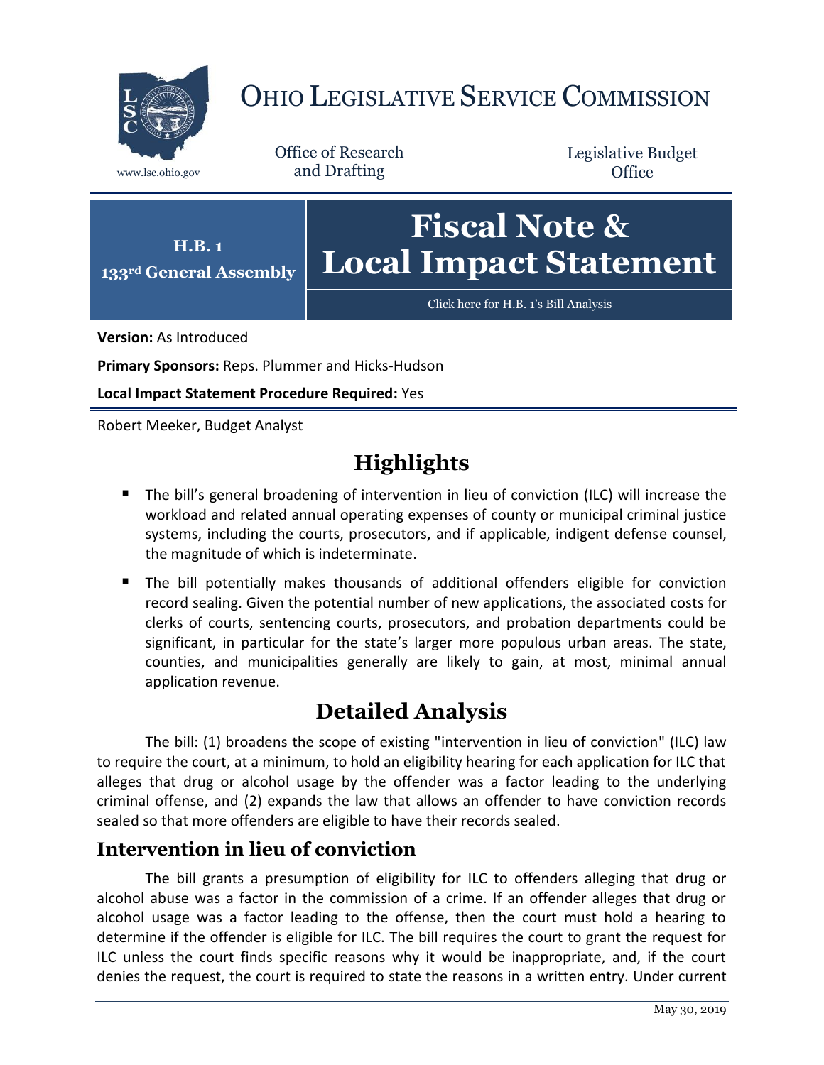# OHIO LEGISLATIVE SERVICE COMMISSION

www.lsc.ohio.gov

Office of Research and Drafting

Legislative Budget Office

**H.B. 1**
**133rd General Assembly**

# Fiscal Note & Local Impact Statement

Click here for H.B. 1's Bill Analysis

**Version:** As Introduced

**Primary Sponsors:** Reps. Plummer and Hicks-Hudson

**Local Impact Statement Procedure Required:** Yes

Robert Meeker, Budget Analyst

## Highlights

- The bill's general broadening of intervention in lieu of conviction (ILC) will increase the workload and related annual operating expenses of county or municipal criminal justice systems, including the courts, prosecutors, and if applicable, indigent defense counsel, the magnitude of which is indeterminate.
- The bill potentially makes thousands of additional offenders eligible for conviction record sealing. Given the potential number of new applications, the associated costs for clerks of courts, sentencing courts, prosecutors, and probation departments could be significant, in particular for the state's larger more populous urban areas. The state, counties, and municipalities generally are likely to gain, at most, minimal annual application revenue.

## Detailed Analysis

The bill: (1) broadens the scope of existing "intervention in lieu of conviction" (ILC) law to require the court, at a minimum, to hold an eligibility hearing for each application for ILC that alleges that drug or alcohol usage by the offender was a factor leading to the underlying criminal offense, and (2) expands the law that allows an offender to have conviction records sealed so that more offenders are eligible to have their records sealed.

### Intervention in lieu of conviction

The bill grants a presumption of eligibility for ILC to offenders alleging that drug or alcohol abuse was a factor in the commission of a crime. If an offender alleges that drug or alcohol usage was a factor leading to the offense, then the court must hold a hearing to determine if the offender is eligible for ILC. The bill requires the court to grant the request for ILC unless the court finds specific reasons why it would be inappropriate, and, if the court denies the request, the court is required to state the reasons in a written entry. Under current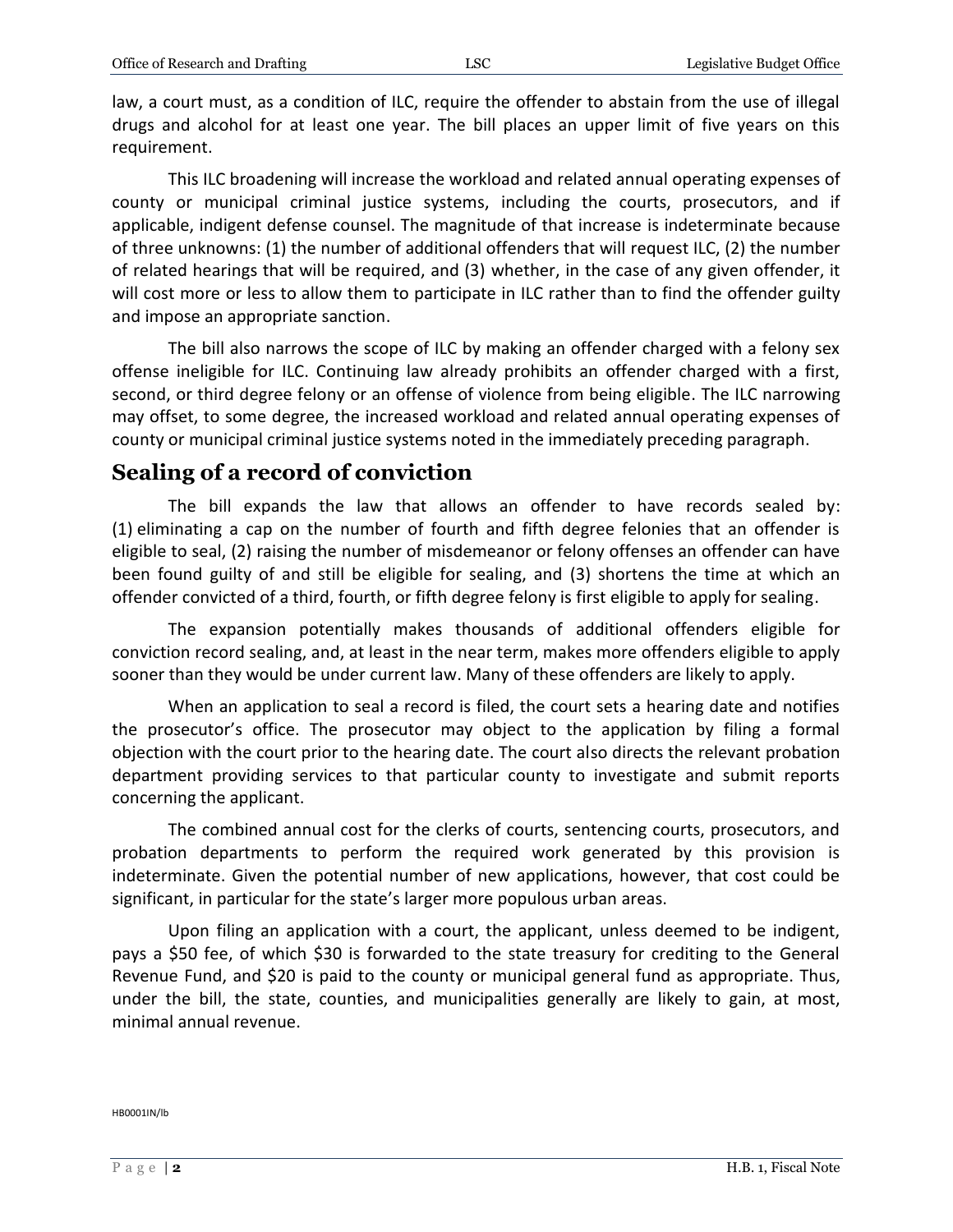law, a court must, as a condition of ILC, require the offender to abstain from the use of illegal drugs and alcohol for at least one year. The bill places an upper limit of five years on this requirement.

This ILC broadening will increase the workload and related annual operating expenses of county or municipal criminal justice systems, including the courts, prosecutors, and if applicable, indigent defense counsel. The magnitude of that increase is indeterminate because of three unknowns: (1) the number of additional offenders that will request ILC, (2) the number of related hearings that will be required, and (3) whether, in the case of any given offender, it will cost more or less to allow them to participate in ILC rather than to find the offender guilty and impose an appropriate sanction.

The bill also narrows the scope of ILC by making an offender charged with a felony sex offense ineligible for ILC. Continuing law already prohibits an offender charged with a first, second, or third degree felony or an offense of violence from being eligible. The ILC narrowing may offset, to some degree, the increased workload and related annual operating expenses of county or municipal criminal justice systems noted in the immediately preceding paragraph.

## Sealing of a record of conviction

The bill expands the law that allows an offender to have records sealed by: (1) eliminating a cap on the number of fourth and fifth degree felonies that an offender is eligible to seal, (2) raising the number of misdemeanor or felony offenses an offender can have been found guilty of and still be eligible for sealing, and (3) shortens the time at which an offender convicted of a third, fourth, or fifth degree felony is first eligible to apply for sealing.

The expansion potentially makes thousands of additional offenders eligible for conviction record sealing, and, at least in the near term, makes more offenders eligible to apply sooner than they would be under current law. Many of these offenders are likely to apply.

When an application to seal a record is filed, the court sets a hearing date and notifies the prosecutor's office. The prosecutor may object to the application by filing a formal objection with the court prior to the hearing date. The court also directs the relevant probation department providing services to that particular county to investigate and submit reports concerning the applicant.

The combined annual cost for the clerks of courts, sentencing courts, prosecutors, and probation departments to perform the required work generated by this provision is indeterminate. Given the potential number of new applications, however, that cost could be significant, in particular for the state's larger more populous urban areas.

Upon filing an application with a court, the applicant, unless deemed to be indigent, pays a $50 fee, of which $30 is forwarded to the state treasury for crediting to the General Revenue Fund, and $20 is paid to the county or municipal general fund as appropriate. Thus, under the bill, the state, counties, and municipalities generally are likely to gain, at most, minimal annual revenue.

HB0001IN/lb